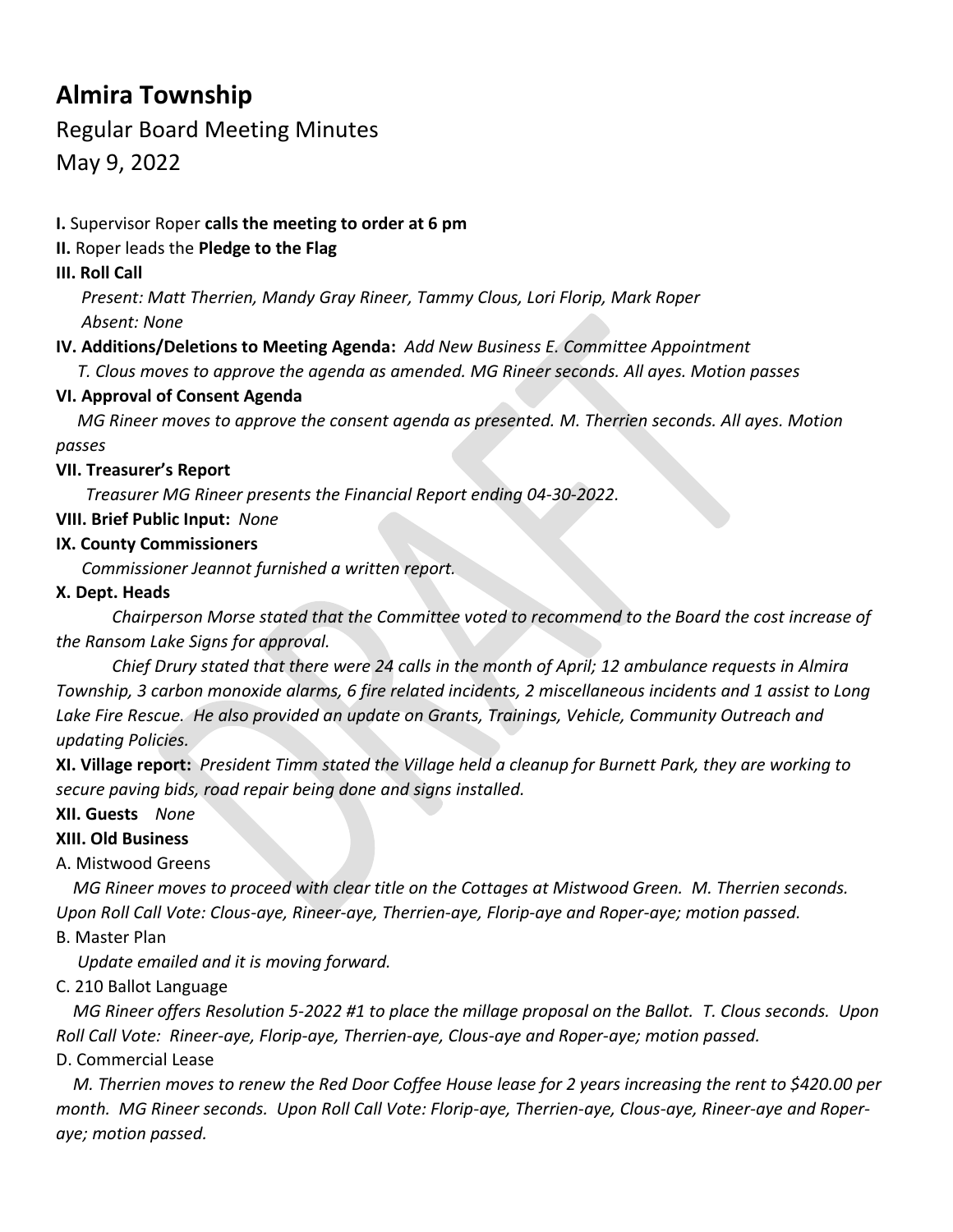# Almira Township

Regular Board Meeting Minutes

May 9, 2022

**I.** Supervisor Roper **calls the meeting to order at 6 pm**

**II.** Roper leads the **Pledge to the Flag**

**III. Roll Call**

*Present: Matt Therrien, Mandy Gray Rineer, Tammy Clous, Lori Florip, Mark Roper*

*Absent: None*

**IV. Additions/Deletions to Meeting Agenda:** *Add New Business E. Committee Appointment*

*T. Clous moves to approve the agenda as amended. MG Rineer seconds. All ayes. Motion passes*

**VI. Approval of Consent Agenda**

*MG Rineer moves to approve the consent agenda as presented. M. Therrien seconds. All ayes. Motion passes*

**VII. Treasurer's Report**

*Treasurer MG Rineer presents the Financial Report ending 04-30-2022.*

**VIII. Brief Public Input:** *None*

**IX. County Commissioners**

*Commissioner Jeannot furnished a written report.*

**X. Dept. Heads**

*Chairperson Morse stated that the Committee voted to recommend to the Board the cost increase of the Ransom Lake Signs for approval.*

*Chief Drury stated that there were 24 calls in the month of April; 12 ambulance requests in Almira Township, 3 carbon monoxide alarms, 6 fire related incidents, 2 miscellaneous incidents and 1 assist to Long Lake Fire Rescue. He also provided an update on Grants, Trainings, Vehicle, Community Outreach and updating Policies.*

**XI. Village report:** *President Timm stated the Village held a cleanup for Burnett Park, they are working to secure paving bids, road repair being done and signs installed.*

**XII. Guests** *None*

**XIII. Old Business**

A. Mistwood Greens

*MG Rineer moves to proceed with clear title on the Cottages at Mistwood Green. M. Therrien seconds. Upon Roll Call Vote: Clous-aye, Rineer-aye, Therrien-aye, Florip-aye and Roper-aye; motion passed.*

B. Master Plan

*Update emailed and it is moving forward.*

C. 210 Ballot Language

*MG Rineer offers Resolution 5-2022 #1 to place the millage proposal on the Ballot. T. Clous seconds. Upon Roll Call Vote: Rineer-aye, Florip-aye, Therrien-aye, Clous-aye and Roper-aye; motion passed.*

D. Commercial Lease

*M. Therrien moves to renew the Red Door Coffee House lease for 2 years increasing the rent to $420.00 per month. MG Rineer seconds. Upon Roll Call Vote: Florip-aye, Therrien-aye, Clous-aye, Rineer-aye and Roper-aye; motion passed.*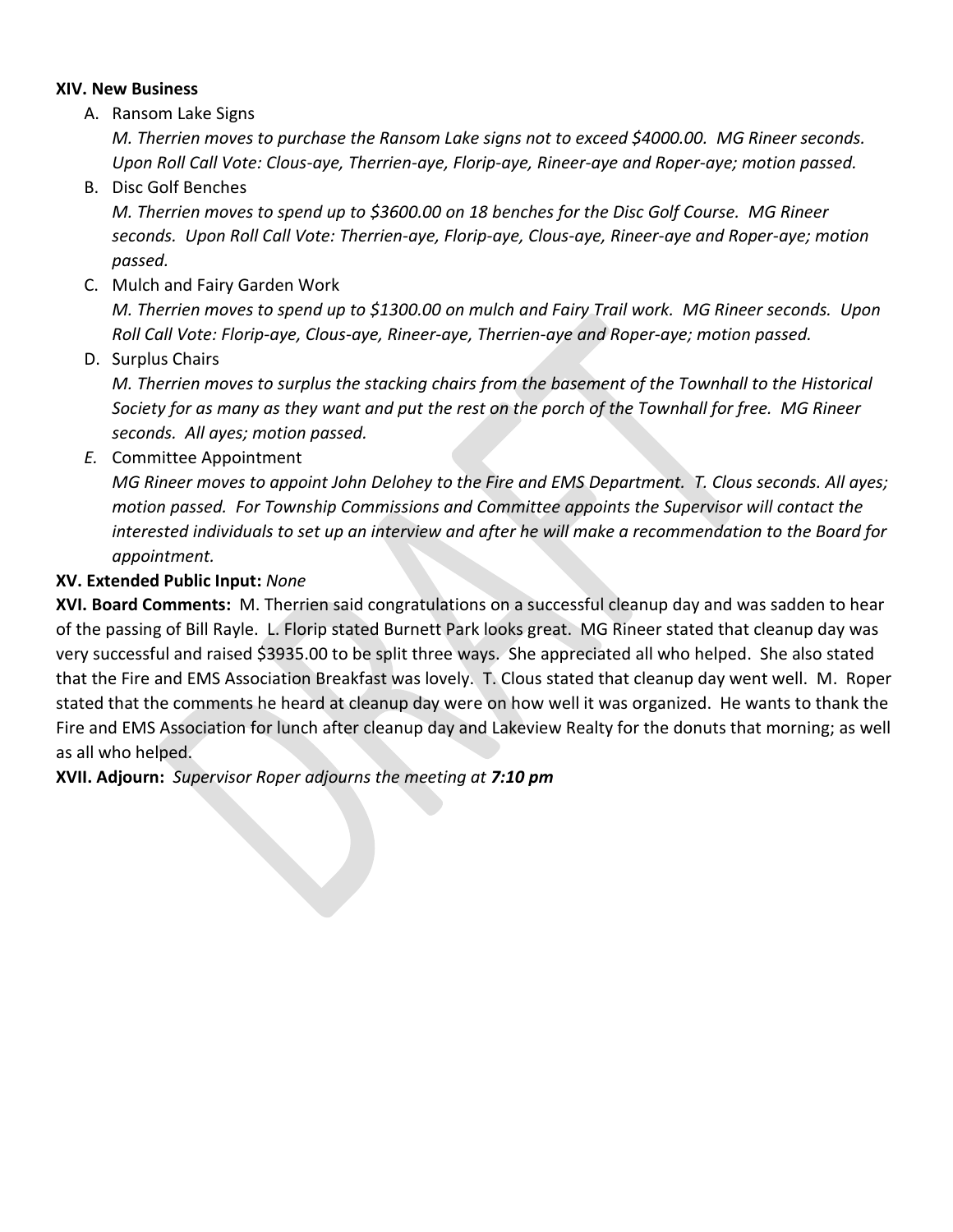**XIV. New Business**

A. Ransom Lake Signs

   *M. Therrien moves to purchase the Ransom Lake signs not to exceed $4000.00. MG Rineer seconds. Upon Roll Call Vote: Clous-aye, Therrien-aye, Florip-aye, Rineer-aye and Roper-aye; motion passed.*

B. Disc Golf Benches

   *M. Therrien moves to spend up to $3600.00 on 18 benches for the Disc Golf Course. MG Rineer seconds. Upon Roll Call Vote: Therrien-aye, Florip-aye, Clous-aye, Rineer-aye and Roper-aye; motion passed.*

C. Mulch and Fairy Garden Work

   *M. Therrien moves to spend up to $1300.00 on mulch and Fairy Trail work. MG Rineer seconds. Upon Roll Call Vote: Florip-aye, Clous-aye, Rineer-aye, Therrien-aye and Roper-aye; motion passed.*

D. Surplus Chairs

   *M. Therrien moves to surplus the stacking chairs from the basement of the Townhall to the Historical Society for as many as they want and put the rest on the porch of the Townhall for free. MG Rineer seconds. All ayes; motion passed.*

*E.* Committee Appointment

   *MG Rineer moves to appoint John Delohey to the Fire and EMS Department. T. Clous seconds. All ayes; motion passed. For Township Commissions and Committee appoints the Supervisor will contact the interested individuals to set up an interview and after he will make a recommendation to the Board for appointment.*

**XV. Extended Public Input:** *None*

**XVI. Board Comments:** M. Therrien said congratulations on a successful cleanup day and was sadden to hear of the passing of Bill Rayle. L. Florip stated Burnett Park looks great. MG Rineer stated that cleanup day was very successful and raised $3935.00 to be split three ways. She appreciated all who helped. She also stated that the Fire and EMS Association Breakfast was lovely. T. Clous stated that cleanup day went well. M. Roper stated that the comments he heard at cleanup day were on how well it was organized. He wants to thank the Fire and EMS Association for lunch after cleanup day and Lakeview Realty for the donuts that morning; as well as all who helped.

**XVII. Adjourn:** *Supervisor Roper adjourns the meeting at **7:10 pm***